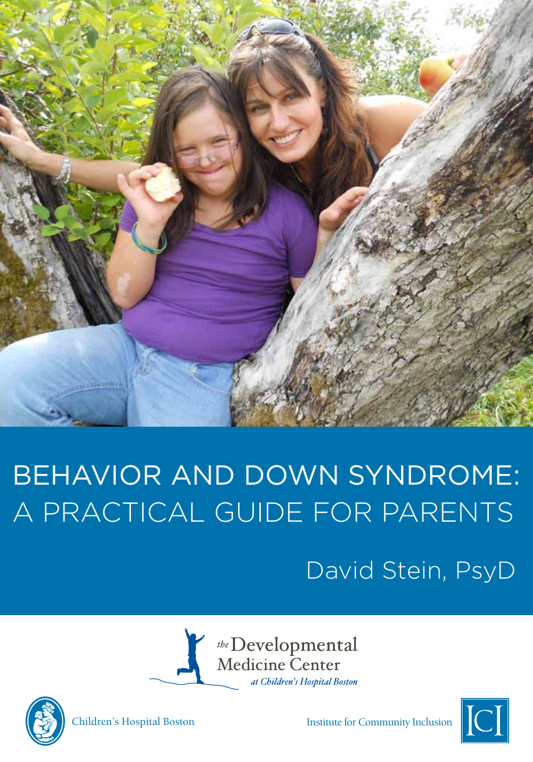# BEHAVIOR AND DOWN SYNDROME: A PRACTICAL GUIDE FOR PARENTS

David Stein, PsyD

*the* Developmental Medicine Center *at Children's Hospital Boston*

Children's Hospital Boston

Institute for Community Inclusion

ICI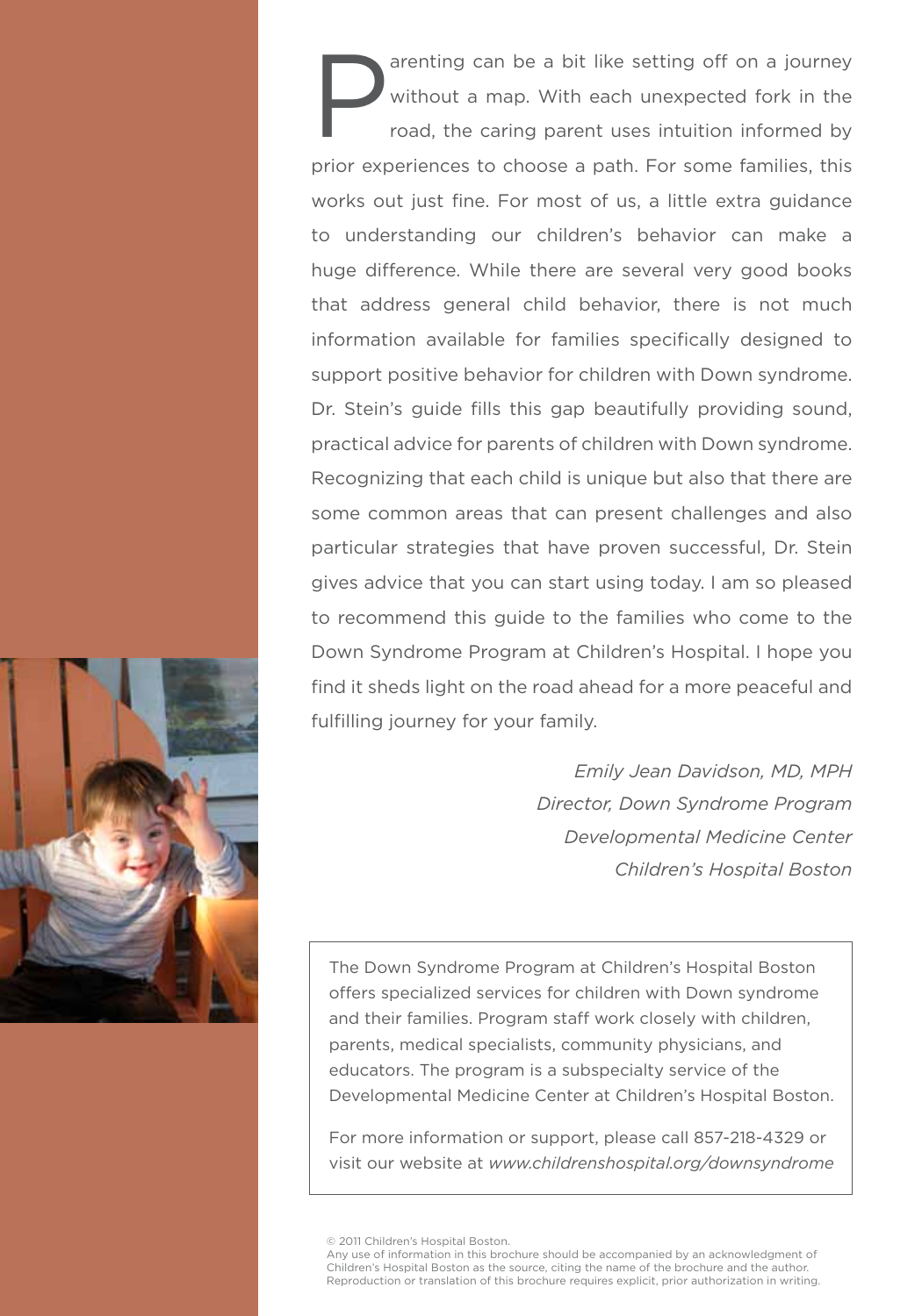Parenting can be a bit like setting off on a journey without a map. With each unexpected fork in the road, the caring parent uses intuition informed by prior experiences to choose a path. For some families, this works out just fine. For most of us, a little extra guidance to understanding our children's behavior can make a huge difference. While there are several very good books that address general child behavior, there is not much information available for families specifically designed to support positive behavior for children with Down syndrome. Dr. Stein's guide fills this gap beautifully providing sound, practical advice for parents of children with Down syndrome. Recognizing that each child is unique but also that there are some common areas that can present challenges and also particular strategies that have proven successful, Dr. Stein gives advice that you can start using today. I am so pleased to recommend this guide to the families who come to the Down Syndrome Program at Children's Hospital. I hope you find it sheds light on the road ahead for a more peaceful and fulfilling journey for your family.

*Emily Jean Davidson, MD, MPH*
*Director, Down Syndrome Program*
*Developmental Medicine Center*
*Children's Hospital Boston*

The Down Syndrome Program at Children's Hospital Boston offers specialized services for children with Down syndrome and their families. Program staff work closely with children, parents, medical specialists, community physicians, and educators. The program is a subspecialty service of the Developmental Medicine Center at Children's Hospital Boston.

For more information or support, please call 857-218-4329 or visit our website at *www.childrenshospital.org/downsyndrome*

© 2011 Children's Hospital Boston.
Any use of information in this brochure should be accompanied by an acknowledgment of Children's Hospital Boston as the source, citing the name of the brochure and the author. Reproduction or translation of this brochure requires explicit, prior authorization in writing.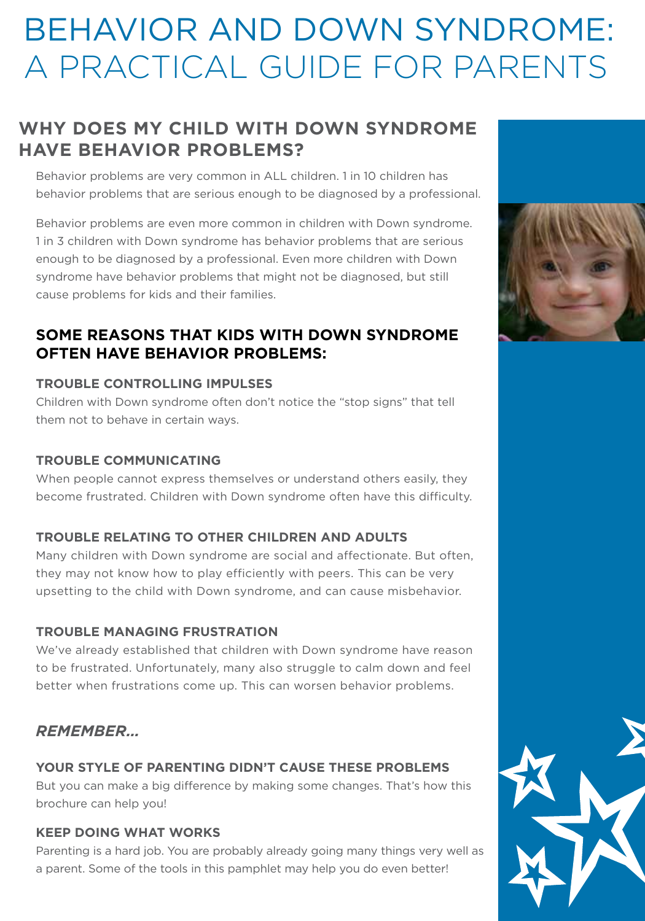# BEHAVIOR AND DOWN SYNDROME: A PRACTICAL GUIDE FOR PARENTS

## WHY DOES MY CHILD WITH DOWN SYNDROME HAVE BEHAVIOR PROBLEMS?

Behavior problems are very common in ALL children. 1 in 10 children has behavior problems that are serious enough to be diagnosed by a professional.

Behavior problems are even more common in children with Down syndrome. 1 in 3 children with Down syndrome has behavior problems that are serious enough to be diagnosed by a professional. Even more children with Down syndrome have behavior problems that might not be diagnosed, but still cause problems for kids and their families.

### SOME REASONS THAT KIDS WITH DOWN SYNDROME OFTEN HAVE BEHAVIOR PROBLEMS:

**TROUBLE CONTROLLING IMPULSES**

Children with Down syndrome often don't notice the "stop signs" that tell them not to behave in certain ways.

**TROUBLE COMMUNICATING**

When people cannot express themselves or understand others easily, they become frustrated. Children with Down syndrome often have this difficulty.

**TROUBLE RELATING TO OTHER CHILDREN AND ADULTS**

Many children with Down syndrome are social and affectionate. But often, they may not know how to play efficiently with peers. This can be very upsetting to the child with Down syndrome, and can cause misbehavior.

**TROUBLE MANAGING FRUSTRATION**

We've already established that children with Down syndrome have reason to be frustrated. Unfortunately, many also struggle to calm down and feel better when frustrations come up. This can worsen behavior problems.

### *REMEMBER...*

**YOUR STYLE OF PARENTING DIDN'T CAUSE THESE PROBLEMS**

But you can make a big difference by making some changes. That's how this brochure can help you!

**KEEP DOING WHAT WORKS**

Parenting is a hard job. You are probably already going many things very well as a parent. Some of the tools in this pamphlet may help you do even better!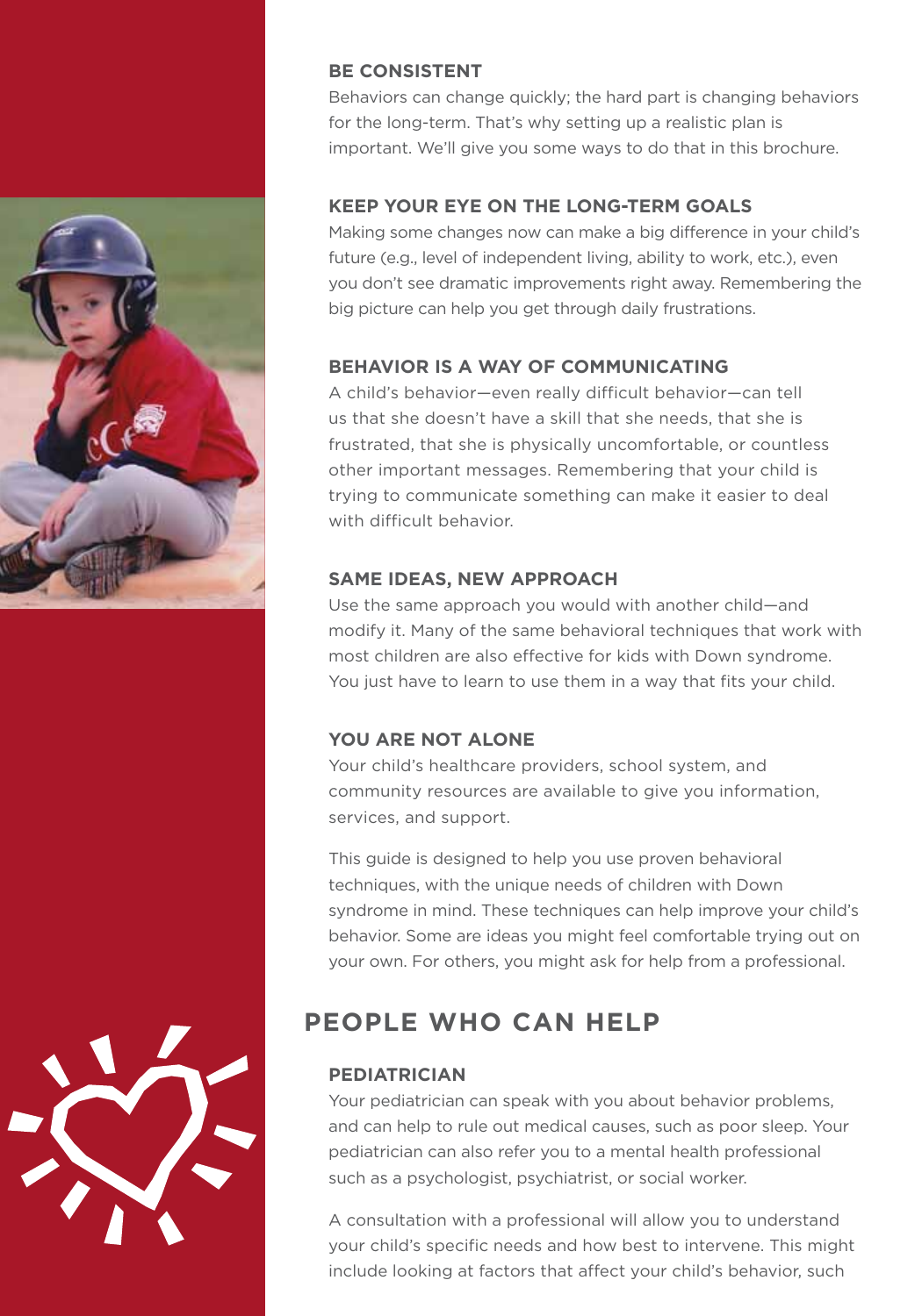### BE CONSISTENT

Behaviors can change quickly; the hard part is changing behaviors for the long-term. That's why setting up a realistic plan is important. We'll give you some ways to do that in this brochure.

### KEEP YOUR EYE ON THE LONG-TERM GOALS

Making some changes now can make a big difference in your child's future (e.g., level of independent living, ability to work, etc.), even you don't see dramatic improvements right away. Remembering the big picture can help you get through daily frustrations.

### BEHAVIOR IS A WAY OF COMMUNICATING

A child's behavior—even really difficult behavior—can tell us that she doesn't have a skill that she needs, that she is frustrated, that she is physically uncomfortable, or countless other important messages. Remembering that your child is trying to communicate something can make it easier to deal with difficult behavior.

### SAME IDEAS, NEW APPROACH

Use the same approach you would with another child—and modify it. Many of the same behavioral techniques that work with most children are also effective for kids with Down syndrome. You just have to learn to use them in a way that fits your child.

### YOU ARE NOT ALONE

Your child's healthcare providers, school system, and community resources are available to give you information, services, and support.

This guide is designed to help you use proven behavioral techniques, with the unique needs of children with Down syndrome in mind. These techniques can help improve your child's behavior. Some are ideas you might feel comfortable trying out on your own. For others, you might ask for help from a professional.

## PEOPLE WHO CAN HELP

### PEDIATRICIAN

Your pediatrician can speak with you about behavior problems, and can help to rule out medical causes, such as poor sleep. Your pediatrician can also refer you to a mental health professional such as a psychologist, psychiatrist, or social worker.

A consultation with a professional will allow you to understand your child's specific needs and how best to intervene. This might include looking at factors that affect your child's behavior, such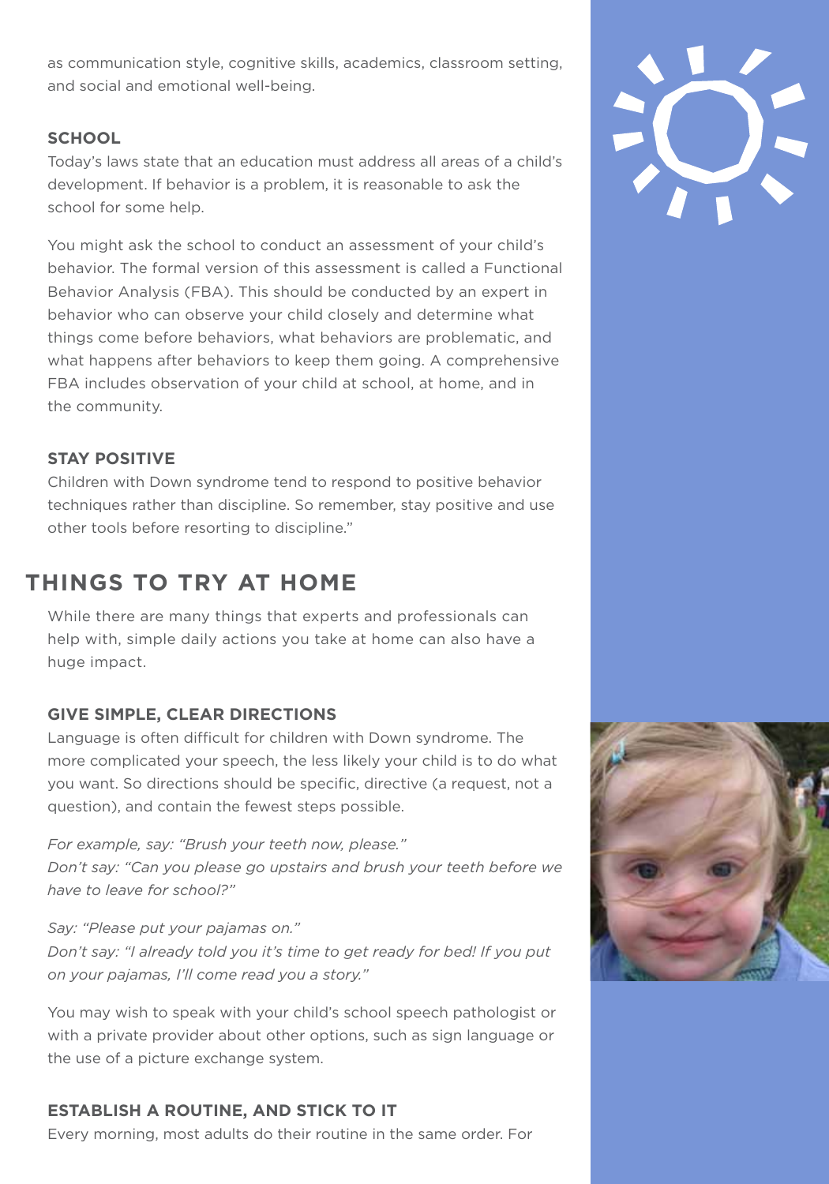as communication style, cognitive skills, academics, classroom setting, and social and emotional well-being.

### SCHOOL

Today's laws state that an education must address all areas of a child's development. If behavior is a problem, it is reasonable to ask the school for some help.

You might ask the school to conduct an assessment of your child's behavior. The formal version of this assessment is called a Functional Behavior Analysis (FBA). This should be conducted by an expert in behavior who can observe your child closely and determine what things come before behaviors, what behaviors are problematic, and what happens after behaviors to keep them going. A comprehensive FBA includes observation of your child at school, at home, and in the community.

### STAY POSITIVE

Children with Down syndrome tend to respond to positive behavior techniques rather than discipline. So remember, stay positive and use other tools before resorting to discipline."

## THINGS TO TRY AT HOME

While there are many things that experts and professionals can help with, simple daily actions you take at home can also have a huge impact.

### GIVE SIMPLE, CLEAR DIRECTIONS

Language is often difficult for children with Down syndrome. The more complicated your speech, the less likely your child is to do what you want. So directions should be specific, directive (a request, not a question), and contain the fewest steps possible.

*For example, say: "Brush your teeth now, please."*
*Don't say: "Can you please go upstairs and brush your teeth before we have to leave for school?"*

*Say: "Please put your pajamas on."*
*Don't say: "I already told you it's time to get ready for bed! If you put on your pajamas, I'll come read you a story."*

You may wish to speak with your child's school speech pathologist or with a private provider about other options, such as sign language or the use of a picture exchange system.

### ESTABLISH A ROUTINE, AND STICK TO IT

Every morning, most adults do their routine in the same order. For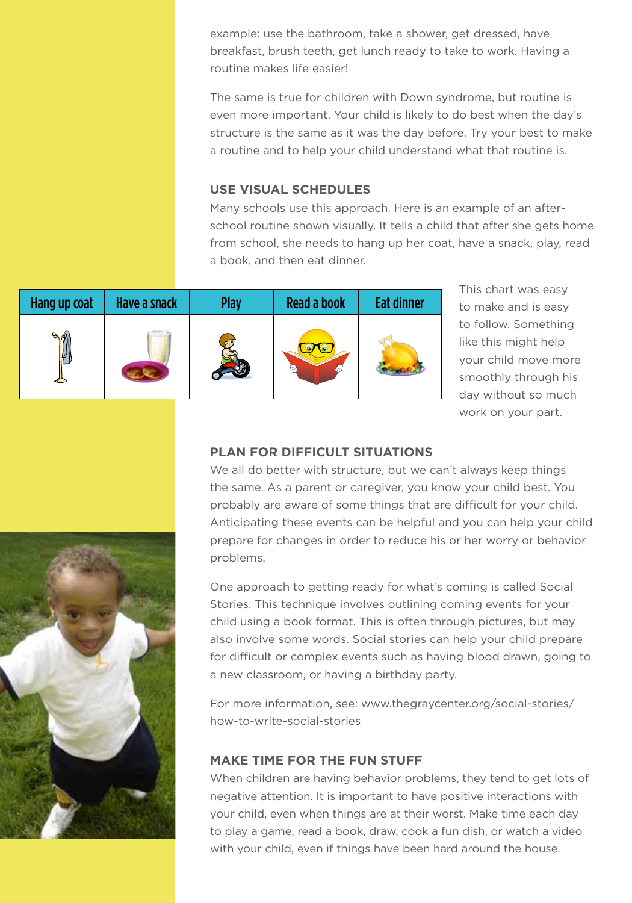example: use the bathroom, take a shower, get dressed, have breakfast, brush teeth, get lunch ready to take to work. Having a routine makes life easier!

The same is true for children with Down syndrome, but routine is even more important. Your child is likely to do best when the day's structure is the same as it was the day before. Try your best to make a routine and to help your child understand what that routine is.

### USE VISUAL SCHEDULES

Many schools use this approach. Here is an example of an after-school routine shown visually. It tells a child that after she gets home from school, she needs to hang up her coat, have a snack, play, read a book, and then eat dinner.

| Hang up coat | Have a snack | Play | Read a book | Eat dinner |
|---|---|---|---|---|
| | | | | |

This chart was easy to make and is easy to follow. Something like this might help your child move more smoothly through his day without so much work on your part.

### PLAN FOR DIFFICULT SITUATIONS

We all do better with structure, but we can't always keep things the same. As a parent or caregiver, you know your child best. You probably are aware of some things that are difficult for your child. Anticipating these events can be helpful and you can help your child prepare for changes in order to reduce his or her worry or behavior problems.

One approach to getting ready for what's coming is called Social Stories. This technique involves outlining coming events for your child using a book format. This is often through pictures, but may also involve some words. Social stories can help your child prepare for difficult or complex events such as having blood drawn, going to a new classroom, or having a birthday party.

For more information, see: www.thegraycenter.org/social-stories/how-to-write-social-stories

### MAKE TIME FOR THE FUN STUFF

When children are having behavior problems, they tend to get lots of negative attention. It is important to have positive interactions with your child, even when things are at their worst. Make time each day to play a game, read a book, draw, cook a fun dish, or watch a video with your child, even if things have been hard around the house.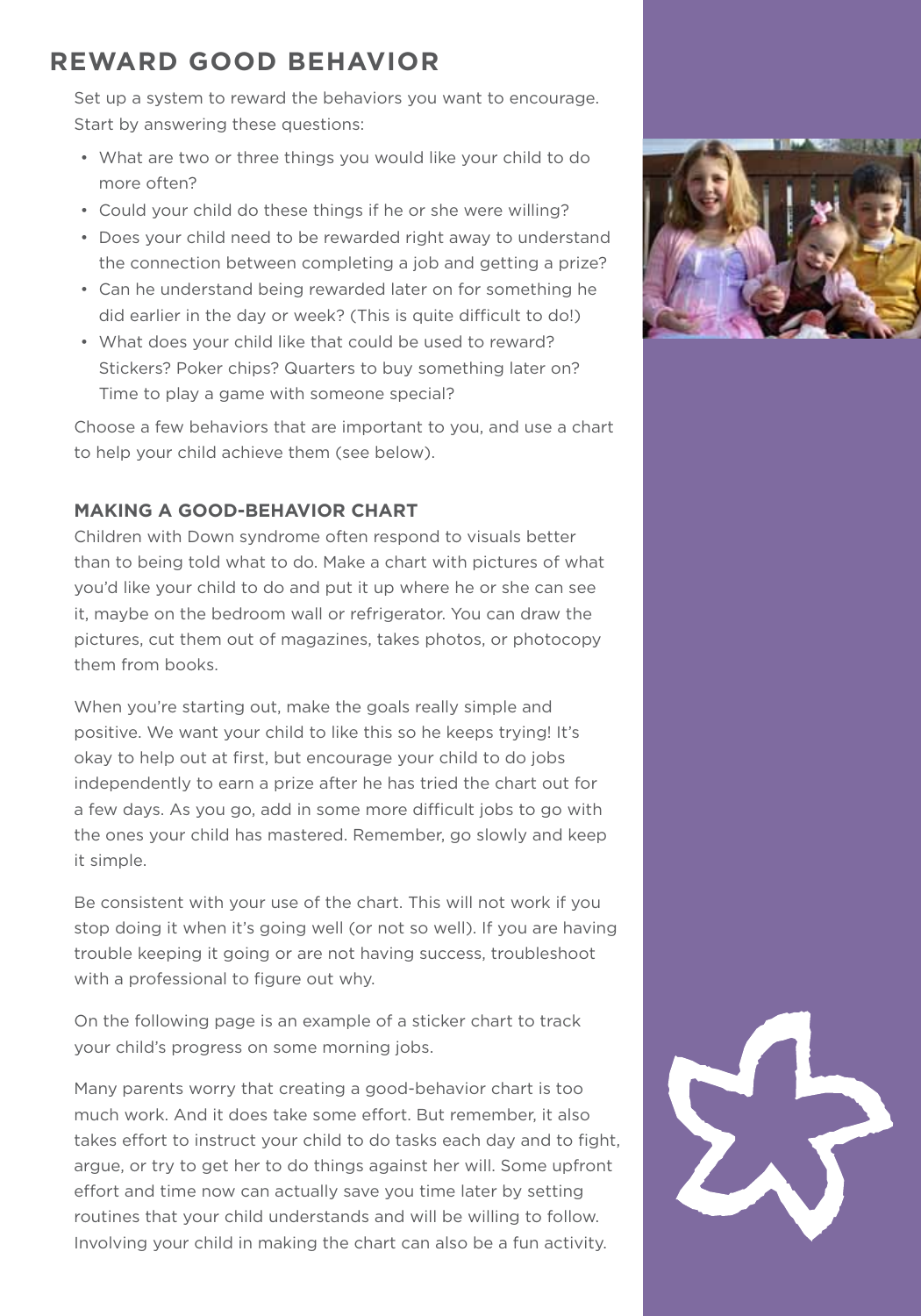## REWARD GOOD BEHAVIOR

Set up a system to reward the behaviors you want to encourage. Start by answering these questions:

- What are two or three things you would like your child to do more often?
- Could your child do these things if he or she were willing?
- Does your child need to be rewarded right away to understand the connection between completing a job and getting a prize?
- Can he understand being rewarded later on for something he did earlier in the day or week? (This is quite difficult to do!)
- What does your child like that could be used to reward? Stickers? Poker chips? Quarters to buy something later on? Time to play a game with someone special?

Choose a few behaviors that are important to you, and use a chart to help your child achieve them (see below).

### MAKING A GOOD-BEHAVIOR CHART

Children with Down syndrome often respond to visuals better than to being told what to do. Make a chart with pictures of what you'd like your child to do and put it up where he or she can see it, maybe on the bedroom wall or refrigerator. You can draw the pictures, cut them out of magazines, takes photos, or photocopy them from books.

When you're starting out, make the goals really simple and positive. We want your child to like this so he keeps trying! It's okay to help out at first, but encourage your child to do jobs independently to earn a prize after he has tried the chart out for a few days. As you go, add in some more difficult jobs to go with the ones your child has mastered. Remember, go slowly and keep it simple.

Be consistent with your use of the chart. This will not work if you stop doing it when it's going well (or not so well). If you are having trouble keeping it going or are not having success, troubleshoot with a professional to figure out why.

On the following page is an example of a sticker chart to track your child's progress on some morning jobs.

Many parents worry that creating a good-behavior chart is too much work. And it does take some effort. But remember, it also takes effort to instruct your child to do tasks each day and to fight, argue, or try to get her to do things against her will. Some upfront effort and time now can actually save you time later by setting routines that your child understands and will be willing to follow. Involving your child in making the chart can also be a fun activity.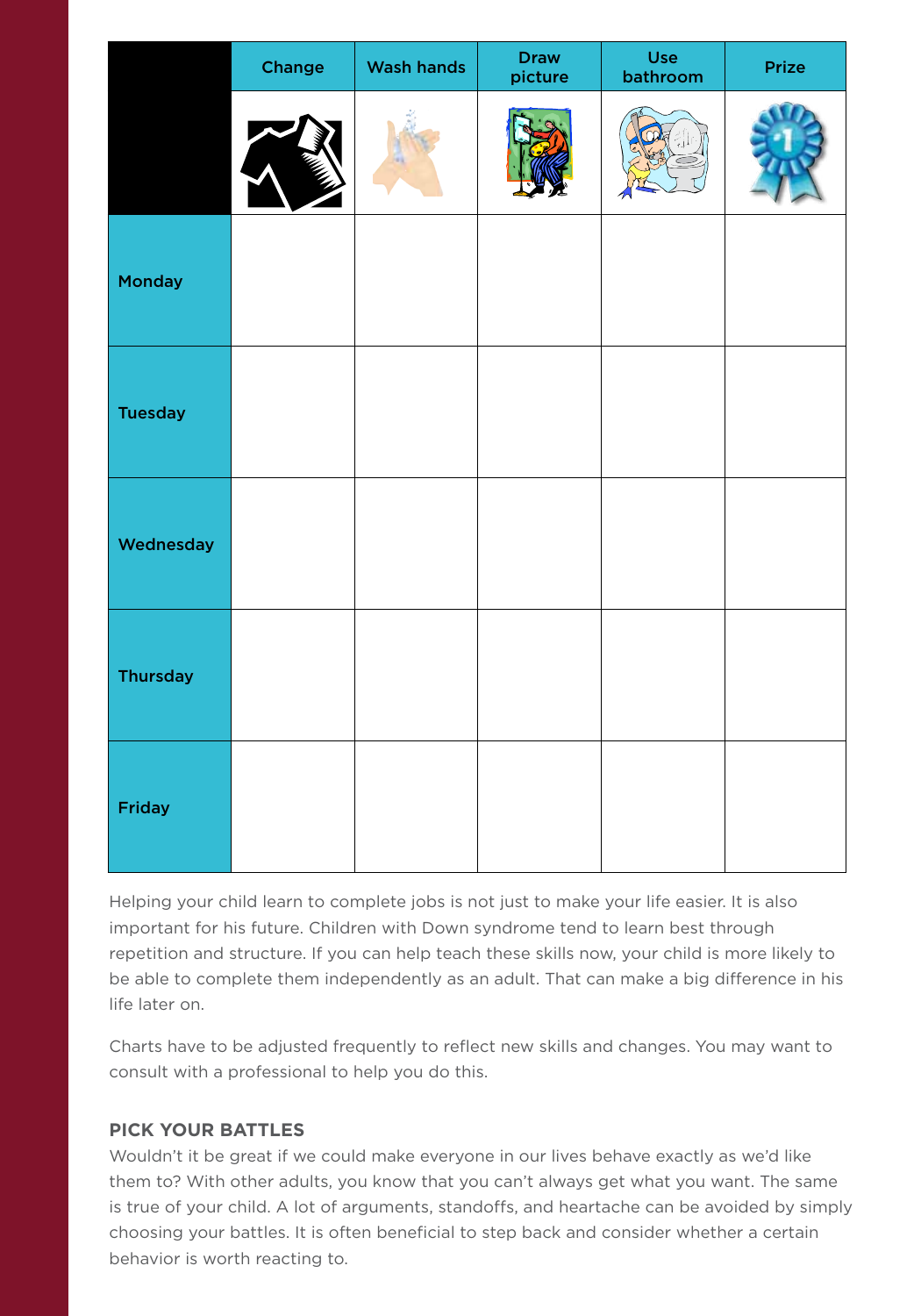| | Change | Wash hands | Draw picture | Use bathroom | Prize |
|---|---|---|---|---|---|
| | | | | | |
| Monday | | | | | |
| Tuesday | | | | | |
| Wednesday | | | | | |
| Thursday | | | | | |
| Friday | | | | | |

Helping your child learn to complete jobs is not just to make your life easier. It is also important for his future. Children with Down syndrome tend to learn best through repetition and structure. If you can help teach these skills now, your child is more likely to be able to complete them independently as an adult. That can make a big difference in his life later on.

Charts have to be adjusted frequently to reflect new skills and changes. You may want to consult with a professional to help you do this.

### PICK YOUR BATTLES

Wouldn't it be great if we could make everyone in our lives behave exactly as we'd like them to? With other adults, you know that you can't always get what you want. The same is true of your child. A lot of arguments, standoffs, and heartache can be avoided by simply choosing your battles. It is often beneficial to step back and consider whether a certain behavior is worth reacting to.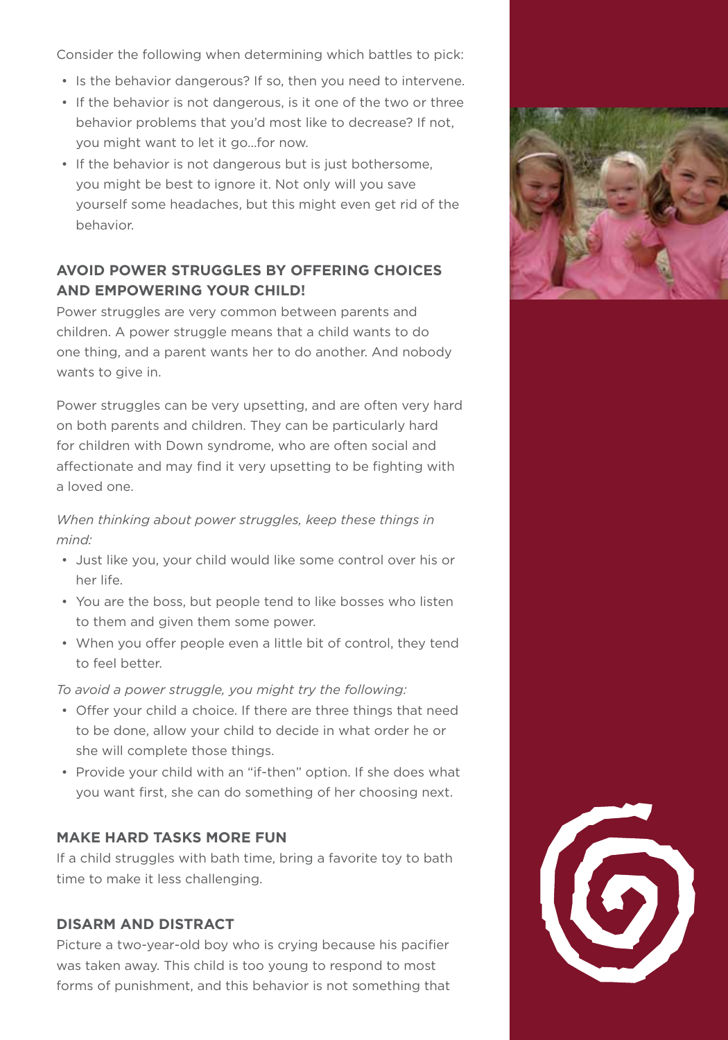Consider the following when determining which battles to pick:

- Is the behavior dangerous? If so, then you need to intervene.
- If the behavior is not dangerous, is it one of the two or three behavior problems that you'd most like to decrease? If not, you might want to let it go…for now.
- If the behavior is not dangerous but is just bothersome, you might be best to ignore it. Not only will you save yourself some headaches, but this might even get rid of the behavior.

### AVOID POWER STRUGGLES BY OFFERING CHOICES AND EMPOWERING YOUR CHILD!

Power struggles are very common between parents and children. A power struggle means that a child wants to do one thing, and a parent wants her to do another. And nobody wants to give in.

Power struggles can be very upsetting, and are often very hard on both parents and children. They can be particularly hard for children with Down syndrome, who are often social and affectionate and may find it very upsetting to be fighting with a loved one.

*When thinking about power struggles, keep these things in mind:*

- Just like you, your child would like some control over his or her life.
- You are the boss, but people tend to like bosses who listen to them and given them some power.
- When you offer people even a little bit of control, they tend to feel better.

*To avoid a power struggle, you might try the following:*

- Offer your child a choice. If there are three things that need to be done, allow your child to decide in what order he or she will complete those things.
- Provide your child with an "if-then" option. If she does what you want first, she can do something of her choosing next.

### MAKE HARD TASKS MORE FUN

If a child struggles with bath time, bring a favorite toy to bath time to make it less challenging.

### DISARM AND DISTRACT

Picture a two-year-old boy who is crying because his pacifier was taken away. This child is too young to respond to most forms of punishment, and this behavior is not something that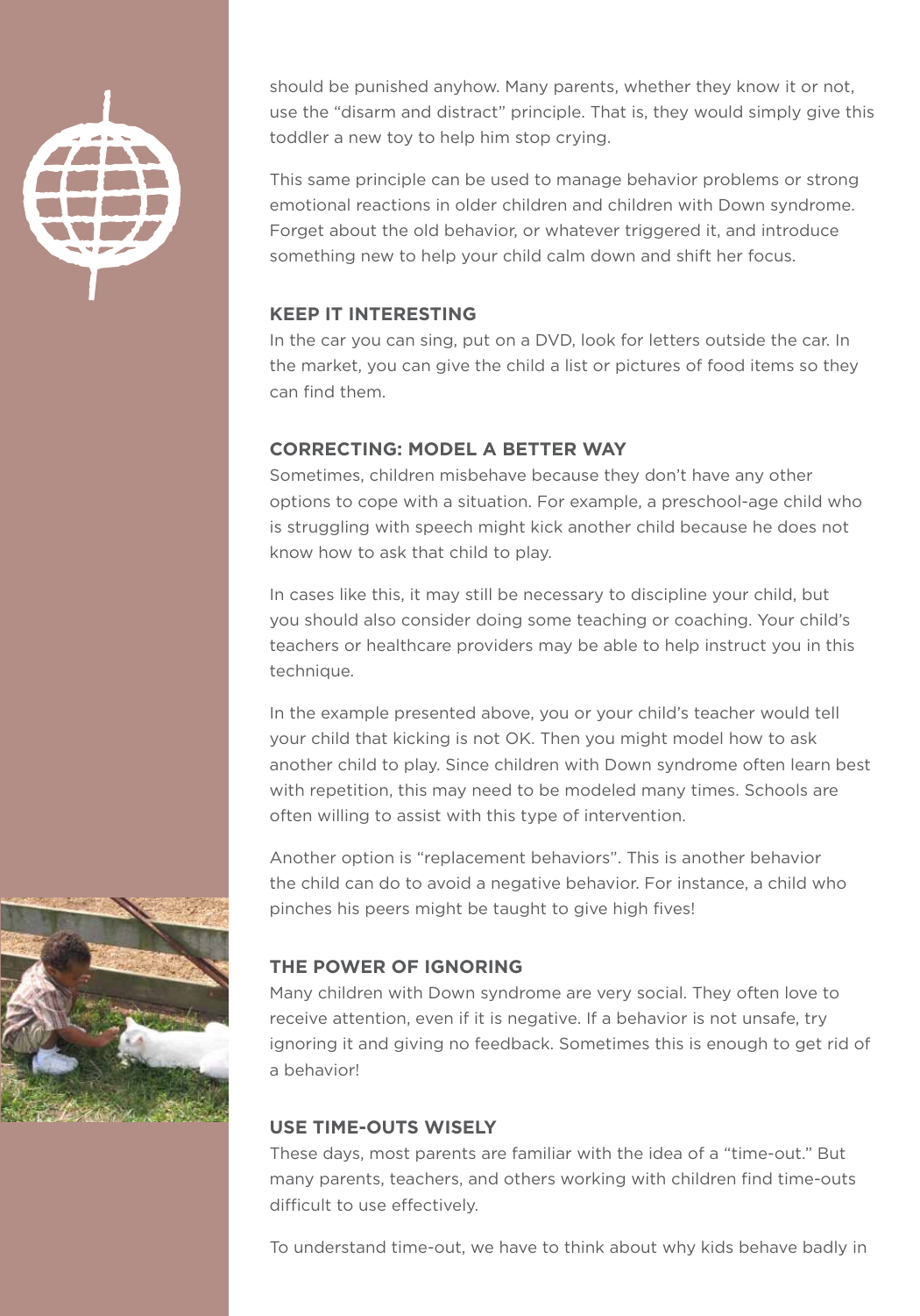should be punished anyhow. Many parents, whether they know it or not, use the "disarm and distract" principle. That is, they would simply give this toddler a new toy to help him stop crying.

This same principle can be used to manage behavior problems or strong emotional reactions in older children and children with Down syndrome. Forget about the old behavior, or whatever triggered it, and introduce something new to help your child calm down and shift her focus.

### KEEP IT INTERESTING

In the car you can sing, put on a DVD, look for letters outside the car. In the market, you can give the child a list or pictures of food items so they can find them.

### CORRECTING: MODEL A BETTER WAY

Sometimes, children misbehave because they don't have any other options to cope with a situation. For example, a preschool-age child who is struggling with speech might kick another child because he does not know how to ask that child to play.

In cases like this, it may still be necessary to discipline your child, but you should also consider doing some teaching or coaching. Your child's teachers or healthcare providers may be able to help instruct you in this technique.

In the example presented above, you or your child's teacher would tell your child that kicking is not OK. Then you might model how to ask another child to play. Since children with Down syndrome often learn best with repetition, this may need to be modeled many times. Schools are often willing to assist with this type of intervention.

Another option is "replacement behaviors". This is another behavior the child can do to avoid a negative behavior. For instance, a child who pinches his peers might be taught to give high fives!

### THE POWER OF IGNORING

Many children with Down syndrome are very social. They often love to receive attention, even if it is negative. If a behavior is not unsafe, try ignoring it and giving no feedback. Sometimes this is enough to get rid of a behavior!

### USE TIME-OUTS WISELY

These days, most parents are familiar with the idea of a "time-out." But many parents, teachers, and others working with children find time-outs difficult to use effectively.

To understand time-out, we have to think about why kids behave badly in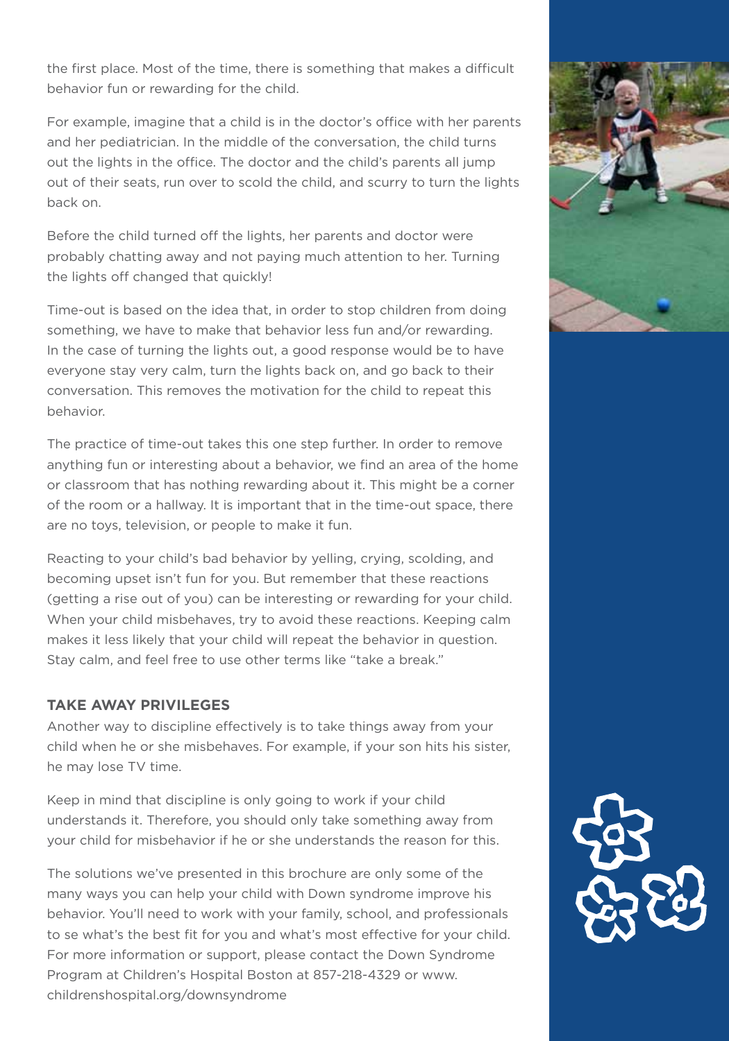the first place. Most of the time, there is something that makes a difficult behavior fun or rewarding for the child.

For example, imagine that a child is in the doctor's office with her parents and her pediatrician. In the middle of the conversation, the child turns out the lights in the office. The doctor and the child's parents all jump out of their seats, run over to scold the child, and scurry to turn the lights back on.

Before the child turned off the lights, her parents and doctor were probably chatting away and not paying much attention to her. Turning the lights off changed that quickly!

Time-out is based on the idea that, in order to stop children from doing something, we have to make that behavior less fun and/or rewarding. In the case of turning the lights out, a good response would be to have everyone stay very calm, turn the lights back on, and go back to their conversation. This removes the motivation for the child to repeat this behavior.

The practice of time-out takes this one step further. In order to remove anything fun or interesting about a behavior, we find an area of the home or classroom that has nothing rewarding about it. This might be a corner of the room or a hallway. It is important that in the time-out space, there are no toys, television, or people to make it fun.

Reacting to your child's bad behavior by yelling, crying, scolding, and becoming upset isn't fun for you. But remember that these reactions (getting a rise out of you) can be interesting or rewarding for your child. When your child misbehaves, try to avoid these reactions. Keeping calm makes it less likely that your child will repeat the behavior in question. Stay calm, and feel free to use other terms like "take a break."

## TAKE AWAY PRIVILEGES

Another way to discipline effectively is to take things away from your child when he or she misbehaves. For example, if your son hits his sister, he may lose TV time.

Keep in mind that discipline is only going to work if your child understands it. Therefore, you should only take something away from your child for misbehavior if he or she understands the reason for this.

The solutions we've presented in this brochure are only some of the many ways you can help your child with Down syndrome improve his behavior. You'll need to work with your family, school, and professionals to se what's the best fit for you and what's most effective for your child. For more information or support, please contact the Down Syndrome Program at Children's Hospital Boston at 857-218-4329 or www.childrenshospital.org/downsyndrome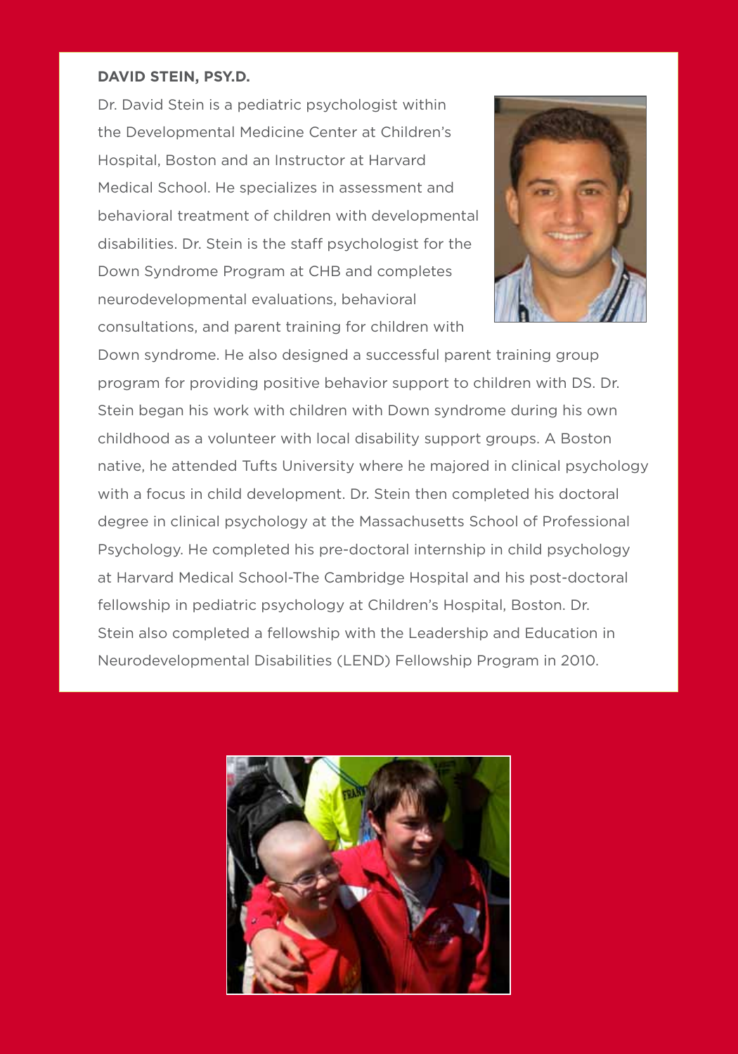**DAVID STEIN, PSY.D.**

Dr. David Stein is a pediatric psychologist within the Developmental Medicine Center at Children's Hospital, Boston and an Instructor at Harvard Medical School. He specializes in assessment and behavioral treatment of children with developmental disabilities. Dr. Stein is the staff psychologist for the Down Syndrome Program at CHB and completes neurodevelopmental evaluations, behavioral consultations, and parent training for children with Down syndrome. He also designed a successful parent training group program for providing positive behavior support to children with DS. Dr. Stein began his work with children with Down syndrome during his own childhood as a volunteer with local disability support groups. A Boston native, he attended Tufts University where he majored in clinical psychology with a focus in child development. Dr. Stein then completed his doctoral degree in clinical psychology at the Massachusetts School of Professional Psychology. He completed his pre-doctoral internship in child psychology at Harvard Medical School-The Cambridge Hospital and his post-doctoral fellowship in pediatric psychology at Children's Hospital, Boston. Dr. Stein also completed a fellowship with the Leadership and Education in Neurodevelopmental Disabilities (LEND) Fellowship Program in 2010.